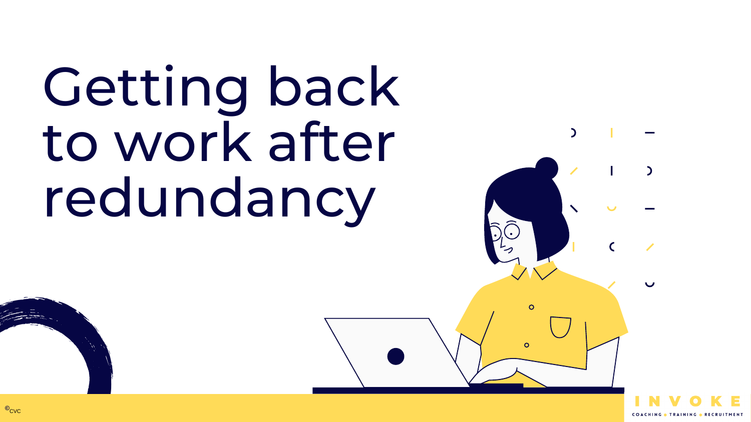# Getting back to work after redundancy

©CVC

INVOKE

COACHING • TRAINING • RECRUITMENT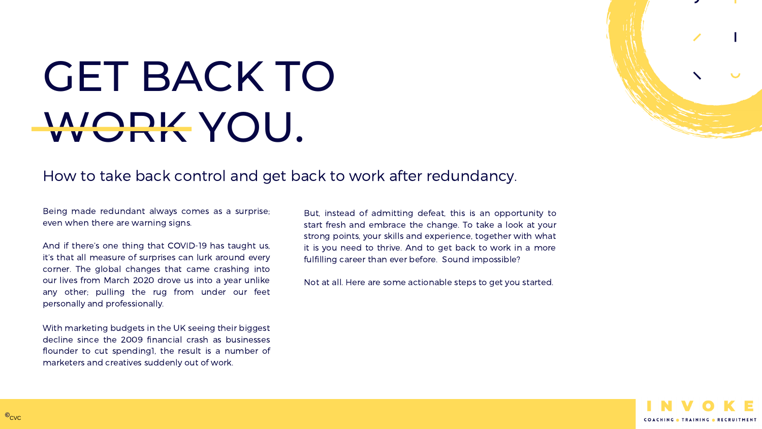# GET BACK TO ~~WORK~~ YOU.

## How to take back control and get back to work after redundancy.

Being made redundant always comes as a surprise; even when there are warning signs.

And if there's one thing that COVID-19 has taught us, it's that all measure of surprises can lurk around every corner. The global changes that came crashing into our lives from March 2020 drove us into a year unlike any other; pulling the rug from under our feet personally and professionally.

With marketing budgets in the UK seeing their biggest decline since the 2009 financial crash as businesses flounder to cut spending[1], the result is a number of marketers and creatives suddenly out of work.

But, instead of admitting defeat, this is an opportunity to start fresh and embrace the change. To take a look at your strong points, your skills and experience, together with what it is you need to thrive. And to get back to work in a more fulfilling career than ever before. Sound impossible?

Not at all. Here are some actionable steps to get you started.

©CVC

INVOKE

COACHING • TRAINING • RECRUITMENT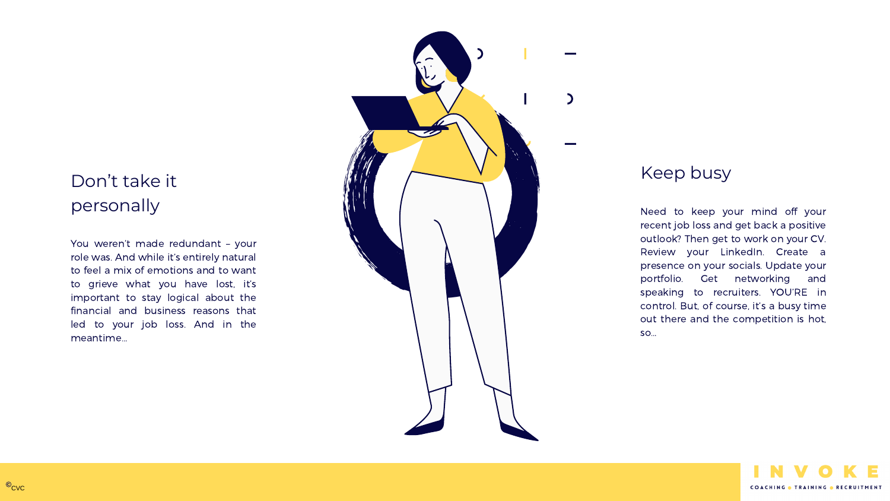## Don't take it personally

You weren't made redundant – your role was. And while it's entirely natural to feel a mix of emotions and to want to grieve what you have lost, it's important to stay logical about the financial and business reasons that led to your job loss. And in the meantime…

## Keep busy

Need to keep your mind off your recent job loss and get back a positive outlook? Then get to work on your CV. Review your LinkedIn. Create a presence on your socials. Update your portfolio. Get networking and speaking to recruiters. YOU'RE in control. But, of course, it's a busy time out there and the competition is hot, so…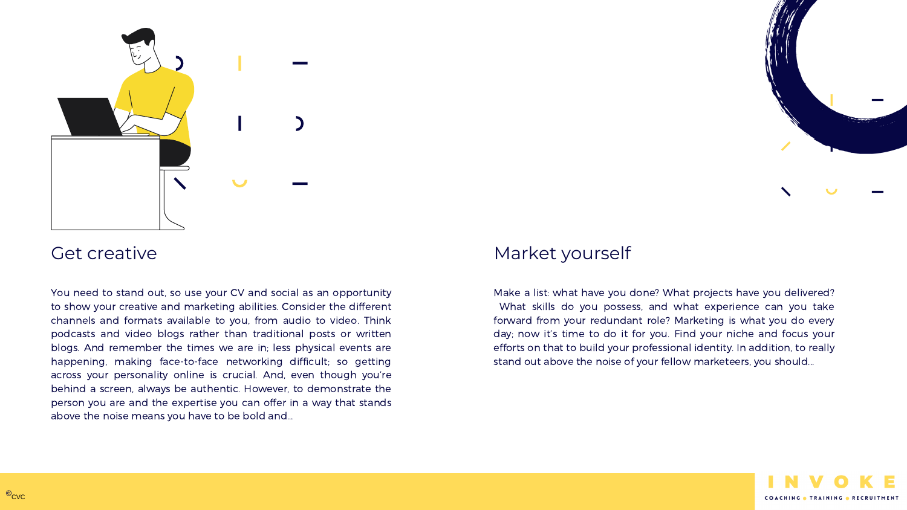## Get creative

You need to stand out, so use your CV and social as an opportunity to show your creative and marketing abilities. Consider the different channels and formats available to you, from audio to video. Think podcasts and video blogs rather than traditional posts or written blogs. And remember the times we are in; less physical events are happening, making face-to-face networking difficult; so getting across your personality online is crucial. And, even though you're behind a screen, always be authentic. However, to demonstrate the person you are and the expertise you can offer in a way that stands above the noise means you have to be bold and...

## Market yourself

Make a list: what have you done? What projects have you delivered? What skills do you possess, and what experience can you take forward from your redundant role? Marketing is what you do every day; now it's time to do it for you. Find your niche and focus your efforts on that to build your professional identity. In addition, to really stand out above the noise of your fellow marketeers, you should...

©CVC

INVOKE

COACHING • TRAINING • RECRUITMENT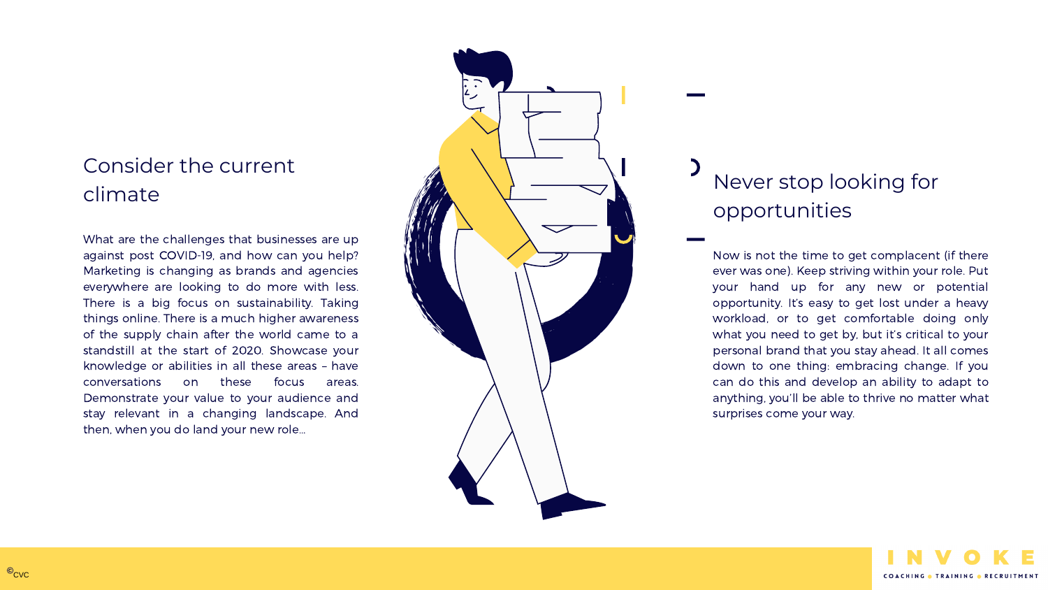## Consider the current climate

What are the challenges that businesses are up against post COVID-19, and how can you help? Marketing is changing as brands and agencies everywhere are looking to do more with less. There is a big focus on sustainability. Taking things online. There is a much higher awareness of the supply chain after the world came to a standstill at the start of 2020. Showcase your knowledge or abilities in all these areas – have conversations on these focus areas. Demonstrate your value to your audience and stay relevant in a changing landscape. And then, when you do land your new role...

## Never stop looking for opportunities

Now is not the time to get complacent (if there ever was one). Keep striving within your role. Put your hand up for any new or potential opportunity. It's easy to get lost under a heavy workload, or to get comfortable doing only what you need to get by, but it's critical to your personal brand that you stay ahead. It all comes down to one thing: embracing change. If you can do this and develop an ability to adapt to anything, you'll be able to thrive no matter what surprises come your way.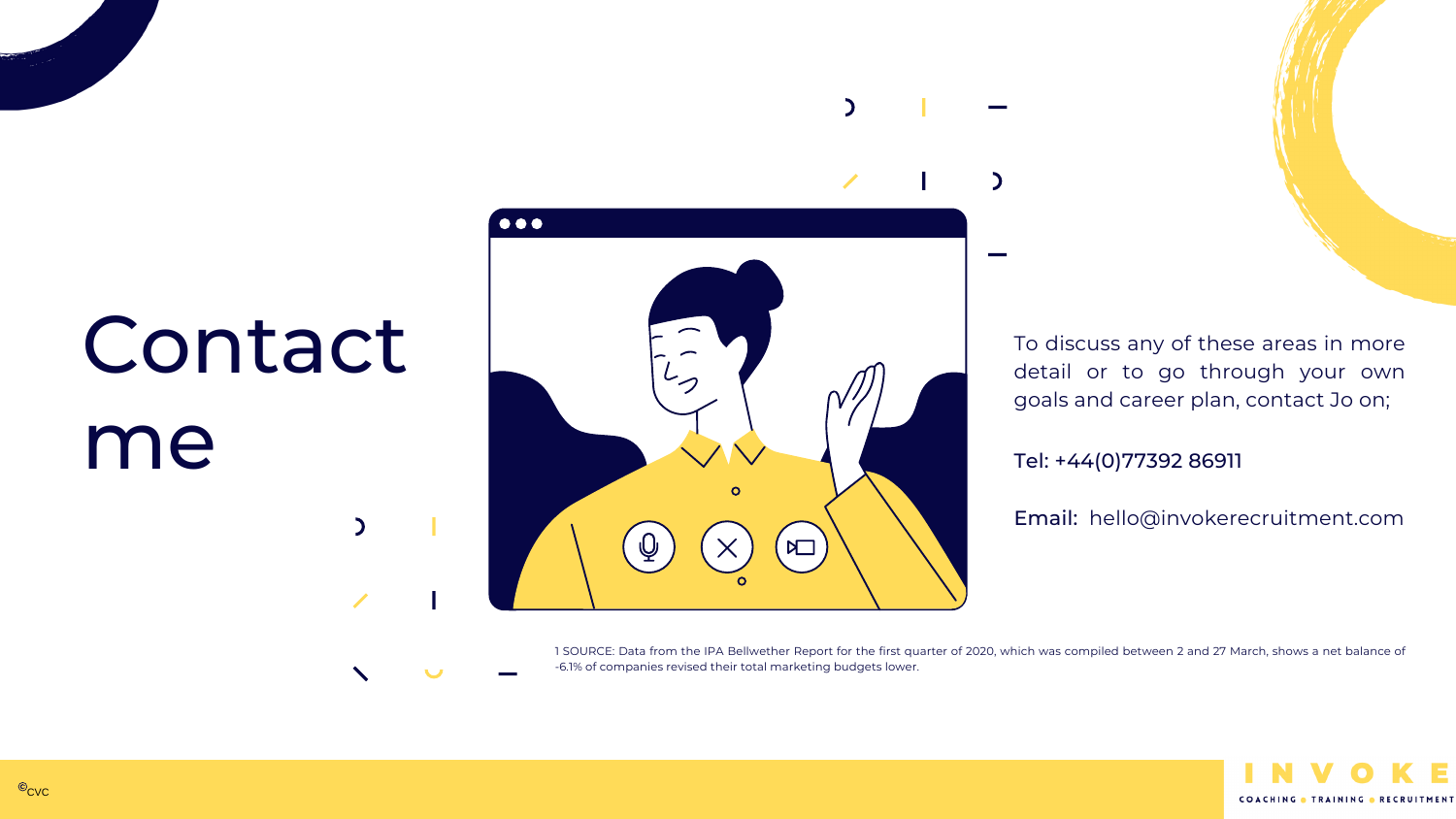# Contact me

To discuss any of these areas in more detail or to go through your own goals and career plan, contact Jo on;

Tel: +44(0)77392 86911

Email: hello@invokerecruitment.com

1 SOURCE: Data from the IPA Bellwether Report for the first quarter of 2020, which was compiled between 2 and 27 March, shows a net balance of -6.1% of companies revised their total marketing budgets lower.

©CVC

INVOKE
COACHING • TRAINING • RECRUITMENT